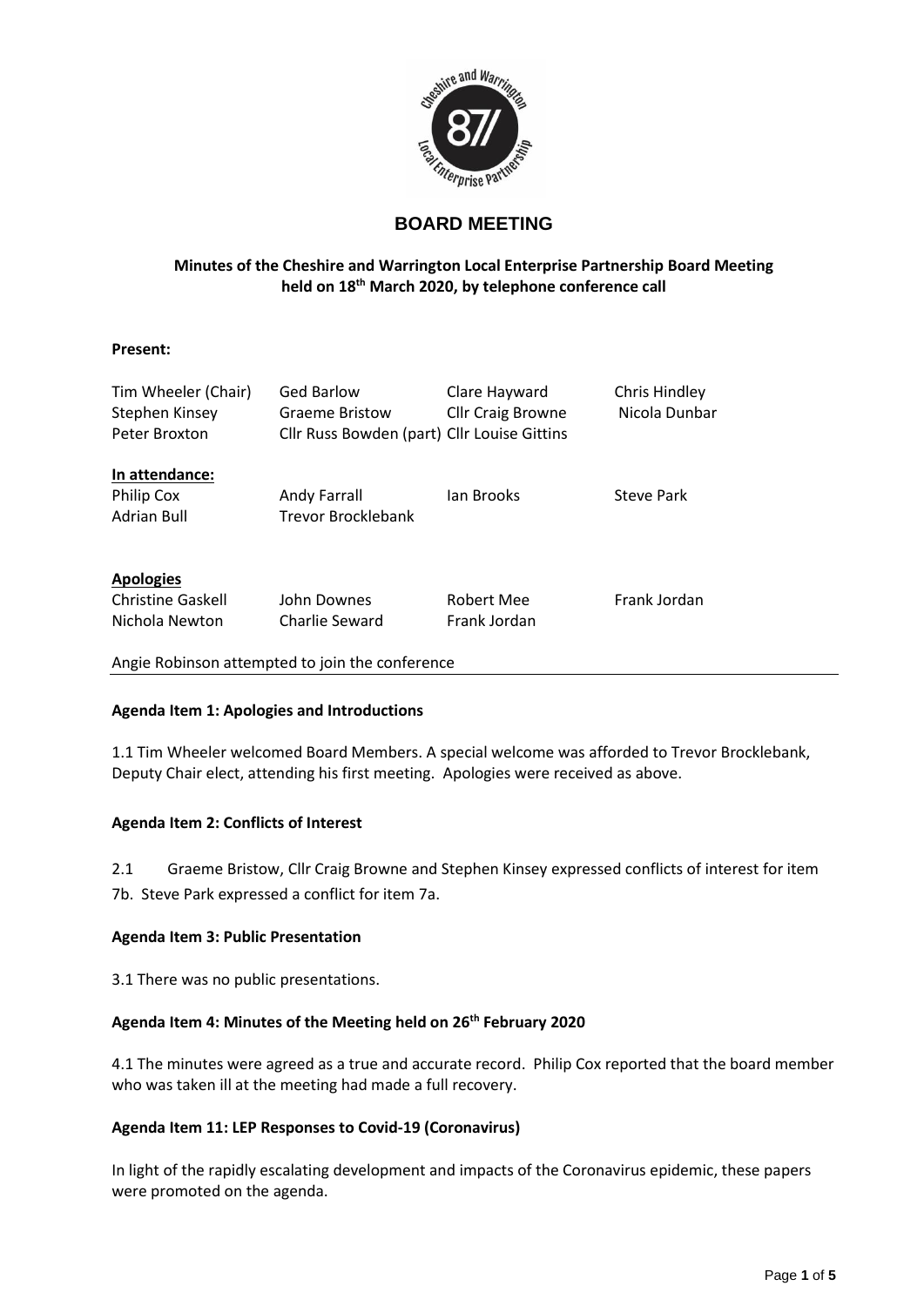## BOARD MEETING

**Minutes of the Cheshire and Warrington Local Enterprise Partnership Board Meeting held on 18th March 2020, by telephone conference call**

**Present:**

| | | | |
|---|---|---|---|
| Tim Wheeler (Chair) | Ged Barlow | Clare Hayward | Chris Hindley |
| Stephen Kinsey | Graeme Bristow | Cllr Craig Browne | Nicola Dunbar |
| Peter Broxton | Cllr Russ Bowden (part) | Cllr Louise Gittins | |

**In attendance:**

| | | | |
|---|---|---|---|
| Philip Cox | Andy Farrall | Ian Brooks | Steve Park |
| Adrian Bull | Trevor Brocklebank | | |

**Apologies**

| | | | |
|---|---|---|---|
| Christine Gaskell | John Downes | Robert Mee | Frank Jordan |
| Nichola Newton | Charlie Seward | Frank Jordan | |

Angie Robinson attempted to join the conference

**Agenda Item 1: Apologies and Introductions**

1.1 Tim Wheeler welcomed Board Members. A special welcome was afforded to Trevor Brocklebank, Deputy Chair elect, attending his first meeting. Apologies were received as above.

**Agenda Item 2: Conflicts of Interest**

2.1 Graeme Bristow, Cllr Craig Browne and Stephen Kinsey expressed conflicts of interest for item 7b. Steve Park expressed a conflict for item 7a.

**Agenda Item 3: Public Presentation**

3.1 There was no public presentations.

**Agenda Item 4: Minutes of the Meeting held on 26th February 2020**

4.1 The minutes were agreed as a true and accurate record. Philip Cox reported that the board member who was taken ill at the meeting had made a full recovery.

**Agenda Item 11: LEP Responses to Covid-19 (Coronavirus)**

In light of the rapidly escalating development and impacts of the Coronavirus epidemic, these papers were promoted on the agenda.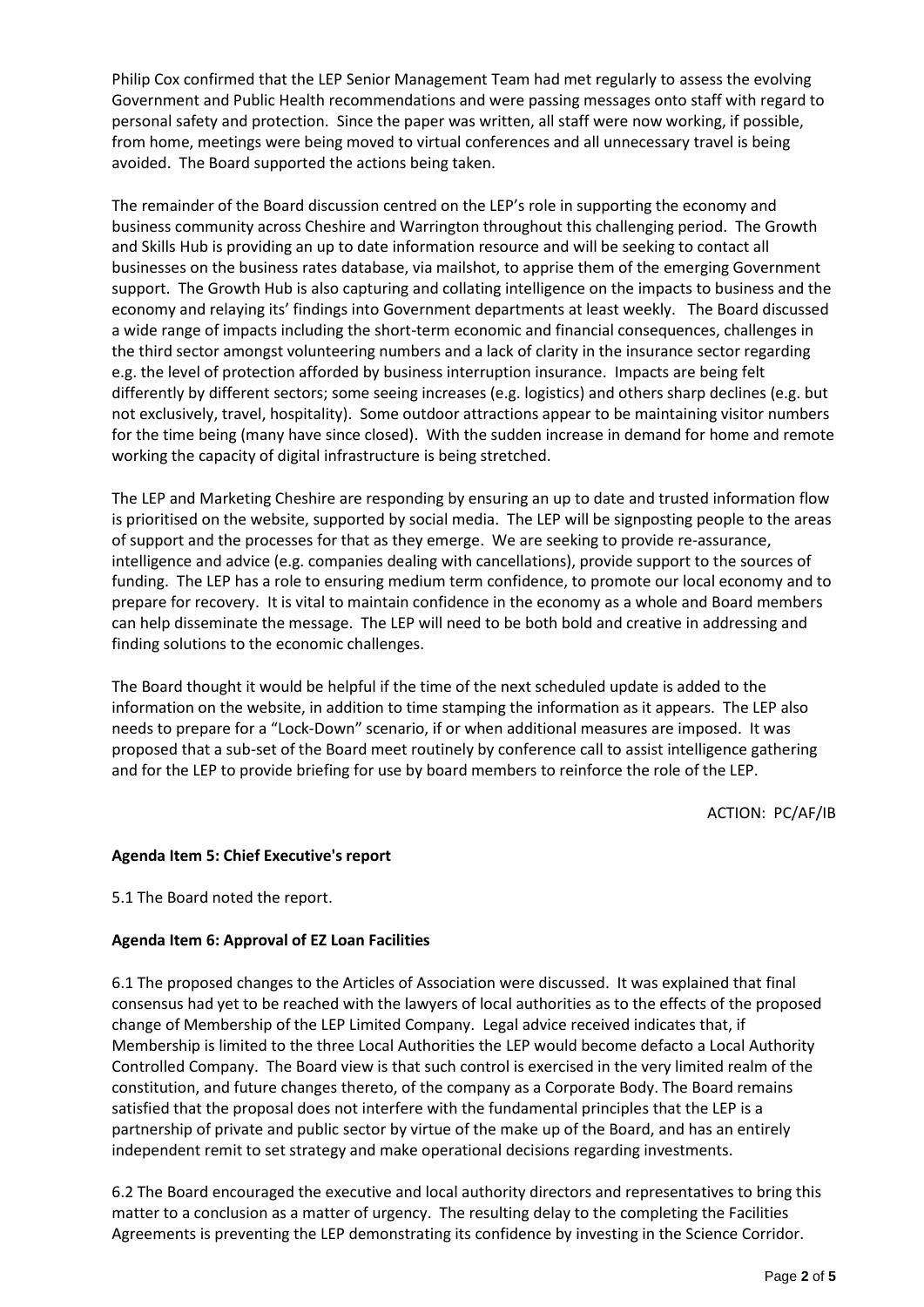Philip Cox confirmed that the LEP Senior Management Team had met regularly to assess the evolving Government and Public Health recommendations and were passing messages onto staff with regard to personal safety and protection. Since the paper was written, all staff were now working, if possible, from home, meetings were being moved to virtual conferences and all unnecessary travel is being avoided. The Board supported the actions being taken.

The remainder of the Board discussion centred on the LEP's role in supporting the economy and business community across Cheshire and Warrington throughout this challenging period. The Growth and Skills Hub is providing an up to date information resource and will be seeking to contact all businesses on the business rates database, via mailshot, to apprise them of the emerging Government support. The Growth Hub is also capturing and collating intelligence on the impacts to business and the economy and relaying its' findings into Government departments at least weekly. The Board discussed a wide range of impacts including the short-term economic and financial consequences, challenges in the third sector amongst volunteering numbers and a lack of clarity in the insurance sector regarding e.g. the level of protection afforded by business interruption insurance. Impacts are being felt differently by different sectors; some seeing increases (e.g. logistics) and others sharp declines (e.g. but not exclusively, travel, hospitality). Some outdoor attractions appear to be maintaining visitor numbers for the time being (many have since closed). With the sudden increase in demand for home and remote working the capacity of digital infrastructure is being stretched.

The LEP and Marketing Cheshire are responding by ensuring an up to date and trusted information flow is prioritised on the website, supported by social media. The LEP will be signposting people to the areas of support and the processes for that as they emerge. We are seeking to provide re-assurance, intelligence and advice (e.g. companies dealing with cancellations), provide support to the sources of funding. The LEP has a role to ensuring medium term confidence, to promote our local economy and to prepare for recovery. It is vital to maintain confidence in the economy as a whole and Board members can help disseminate the message. The LEP will need to be both bold and creative in addressing and finding solutions to the economic challenges.

The Board thought it would be helpful if the time of the next scheduled update is added to the information on the website, in addition to time stamping the information as it appears. The LEP also needs to prepare for a "Lock-Down" scenario, if or when additional measures are imposed. It was proposed that a sub-set of the Board meet routinely by conference call to assist intelligence gathering and for the LEP to provide briefing for use by board members to reinforce the role of the LEP.

ACTION: PC/AF/IB

**Agenda Item 5: Chief Executive's report**

5.1 The Board noted the report.

**Agenda Item 6: Approval of EZ Loan Facilities**

6.1 The proposed changes to the Articles of Association were discussed. It was explained that final consensus had yet to be reached with the lawyers of local authorities as to the effects of the proposed change of Membership of the LEP Limited Company. Legal advice received indicates that, if Membership is limited to the three Local Authorities the LEP would become defacto a Local Authority Controlled Company. The Board view is that such control is exercised in the very limited realm of the constitution, and future changes thereto, of the company as a Corporate Body. The Board remains satisfied that the proposal does not interfere with the fundamental principles that the LEP is a partnership of private and public sector by virtue of the make up of the Board, and has an entirely independent remit to set strategy and make operational decisions regarding investments.

6.2 The Board encouraged the executive and local authority directors and representatives to bring this matter to a conclusion as a matter of urgency. The resulting delay to the completing the Facilities Agreements is preventing the LEP demonstrating its confidence by investing in the Science Corridor.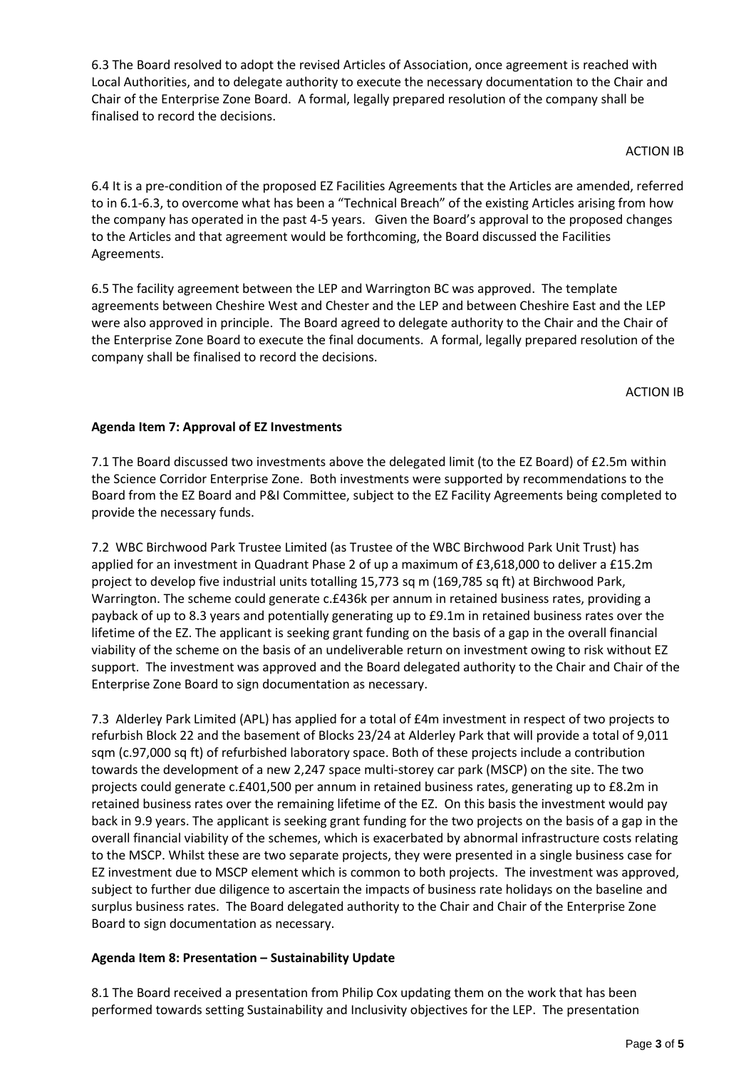6.3 The Board resolved to adopt the revised Articles of Association, once agreement is reached with Local Authorities, and to delegate authority to execute the necessary documentation to the Chair and Chair of the Enterprise Zone Board. A formal, legally prepared resolution of the company shall be finalised to record the decisions.

ACTION IB

6.4 It is a pre-condition of the proposed EZ Facilities Agreements that the Articles are amended, referred to in 6.1-6.3, to overcome what has been a "Technical Breach" of the existing Articles arising from how the company has operated in the past 4-5 years. Given the Board's approval to the proposed changes to the Articles and that agreement would be forthcoming, the Board discussed the Facilities Agreements.

6.5 The facility agreement between the LEP and Warrington BC was approved. The template agreements between Cheshire West and Chester and the LEP and between Cheshire East and the LEP were also approved in principle. The Board agreed to delegate authority to the Chair and the Chair of the Enterprise Zone Board to execute the final documents. A formal, legally prepared resolution of the company shall be finalised to record the decisions.

ACTION IB

**Agenda Item 7: Approval of EZ Investments**

7.1 The Board discussed two investments above the delegated limit (to the EZ Board) of £2.5m within the Science Corridor Enterprise Zone. Both investments were supported by recommendations to the Board from the EZ Board and P&I Committee, subject to the EZ Facility Agreements being completed to provide the necessary funds.

7.2 WBC Birchwood Park Trustee Limited (as Trustee of the WBC Birchwood Park Unit Trust) has applied for an investment in Quadrant Phase 2 of up a maximum of £3,618,000 to deliver a £15.2m project to develop five industrial units totalling 15,773 sq m (169,785 sq ft) at Birchwood Park, Warrington. The scheme could generate c.£436k per annum in retained business rates, providing a payback of up to 8.3 years and potentially generating up to £9.1m in retained business rates over the lifetime of the EZ. The applicant is seeking grant funding on the basis of a gap in the overall financial viability of the scheme on the basis of an undeliverable return on investment owing to risk without EZ support. The investment was approved and the Board delegated authority to the Chair and Chair of the Enterprise Zone Board to sign documentation as necessary.

7.3 Alderley Park Limited (APL) has applied for a total of £4m investment in respect of two projects to refurbish Block 22 and the basement of Blocks 23/24 at Alderley Park that will provide a total of 9,011 sqm (c.97,000 sq ft) of refurbished laboratory space. Both of these projects include a contribution towards the development of a new 2,247 space multi-storey car park (MSCP) on the site. The two projects could generate c.£401,500 per annum in retained business rates, generating up to £8.2m in retained business rates over the remaining lifetime of the EZ. On this basis the investment would pay back in 9.9 years. The applicant is seeking grant funding for the two projects on the basis of a gap in the overall financial viability of the schemes, which is exacerbated by abnormal infrastructure costs relating to the MSCP. Whilst these are two separate projects, they were presented in a single business case for EZ investment due to MSCP element which is common to both projects. The investment was approved, subject to further due diligence to ascertain the impacts of business rate holidays on the baseline and surplus business rates. The Board delegated authority to the Chair and Chair of the Enterprise Zone Board to sign documentation as necessary.

**Agenda Item 8: Presentation – Sustainability Update**

8.1 The Board received a presentation from Philip Cox updating them on the work that has been performed towards setting Sustainability and Inclusivity objectives for the LEP. The presentation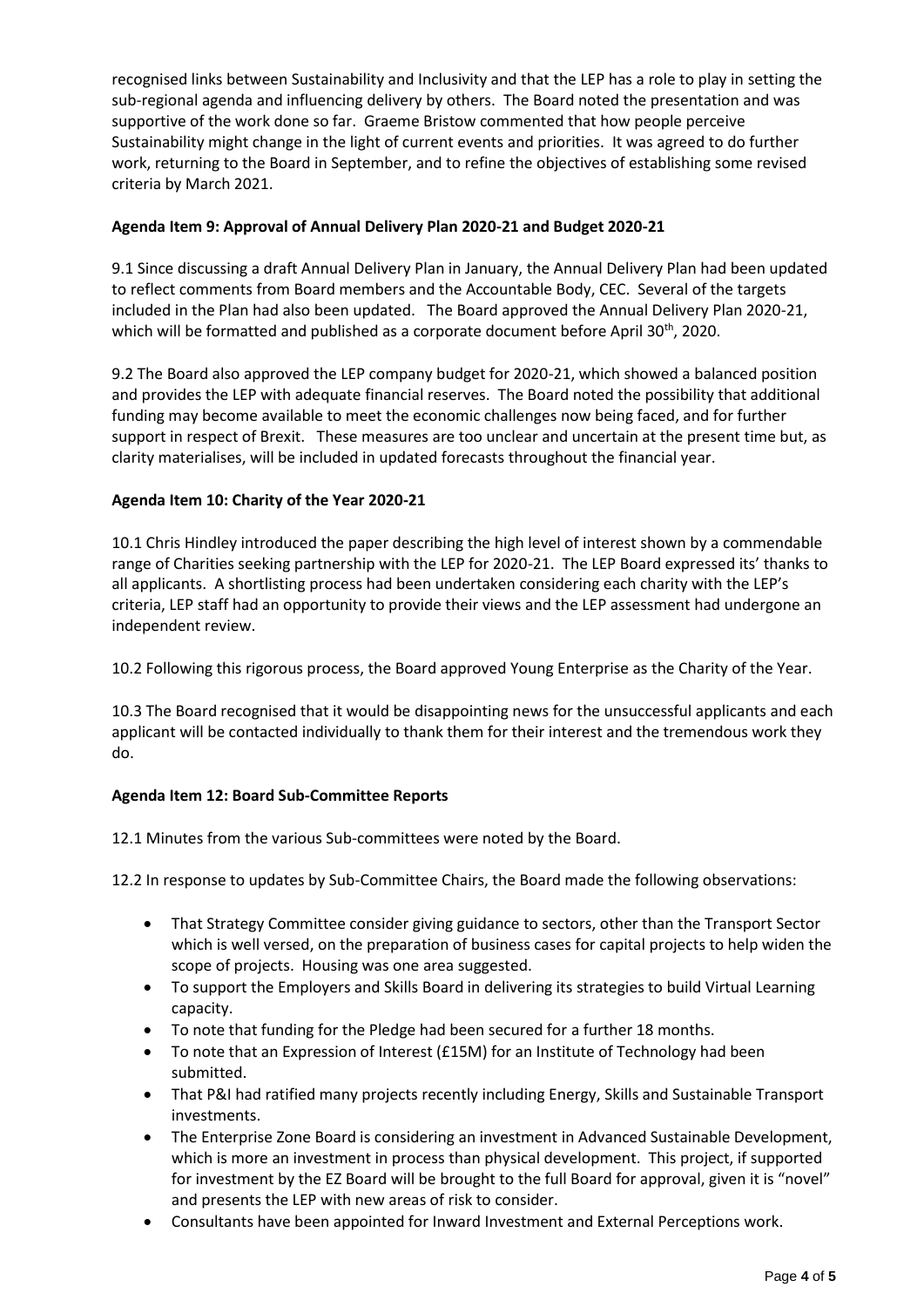recognised links between Sustainability and Inclusivity and that the LEP has a role to play in setting the sub-regional agenda and influencing delivery by others. The Board noted the presentation and was supportive of the work done so far. Graeme Bristow commented that how people perceive Sustainability might change in the light of current events and priorities. It was agreed to do further work, returning to the Board in September, and to refine the objectives of establishing some revised criteria by March 2021.

**Agenda Item 9: Approval of Annual Delivery Plan 2020-21 and Budget 2020-21**

9.1 Since discussing a draft Annual Delivery Plan in January, the Annual Delivery Plan had been updated to reflect comments from Board members and the Accountable Body, CEC. Several of the targets included in the Plan had also been updated. The Board approved the Annual Delivery Plan 2020-21, which will be formatted and published as a corporate document before April 30th, 2020.

9.2 The Board also approved the LEP company budget for 2020-21, which showed a balanced position and provides the LEP with adequate financial reserves. The Board noted the possibility that additional funding may become available to meet the economic challenges now being faced, and for further support in respect of Brexit. These measures are too unclear and uncertain at the present time but, as clarity materialises, will be included in updated forecasts throughout the financial year.

**Agenda Item 10: Charity of the Year 2020-21**

10.1 Chris Hindley introduced the paper describing the high level of interest shown by a commendable range of Charities seeking partnership with the LEP for 2020-21. The LEP Board expressed its' thanks to all applicants. A shortlisting process had been undertaken considering each charity with the LEP's criteria, LEP staff had an opportunity to provide their views and the LEP assessment had undergone an independent review.

10.2 Following this rigorous process, the Board approved Young Enterprise as the Charity of the Year.

10.3 The Board recognised that it would be disappointing news for the unsuccessful applicants and each applicant will be contacted individually to thank them for their interest and the tremendous work they do.

**Agenda Item 12: Board Sub-Committee Reports**

12.1 Minutes from the various Sub-committees were noted by the Board.

12.2 In response to updates by Sub-Committee Chairs, the Board made the following observations:

- That Strategy Committee consider giving guidance to sectors, other than the Transport Sector which is well versed, on the preparation of business cases for capital projects to help widen the scope of projects. Housing was one area suggested.
- To support the Employers and Skills Board in delivering its strategies to build Virtual Learning capacity.
- To note that funding for the Pledge had been secured for a further 18 months.
- To note that an Expression of Interest (£15M) for an Institute of Technology had been submitted.
- That P&I had ratified many projects recently including Energy, Skills and Sustainable Transport investments.
- The Enterprise Zone Board is considering an investment in Advanced Sustainable Development, which is more an investment in process than physical development. This project, if supported for investment by the EZ Board will be brought to the full Board for approval, given it is "novel" and presents the LEP with new areas of risk to consider.
- Consultants have been appointed for Inward Investment and External Perceptions work.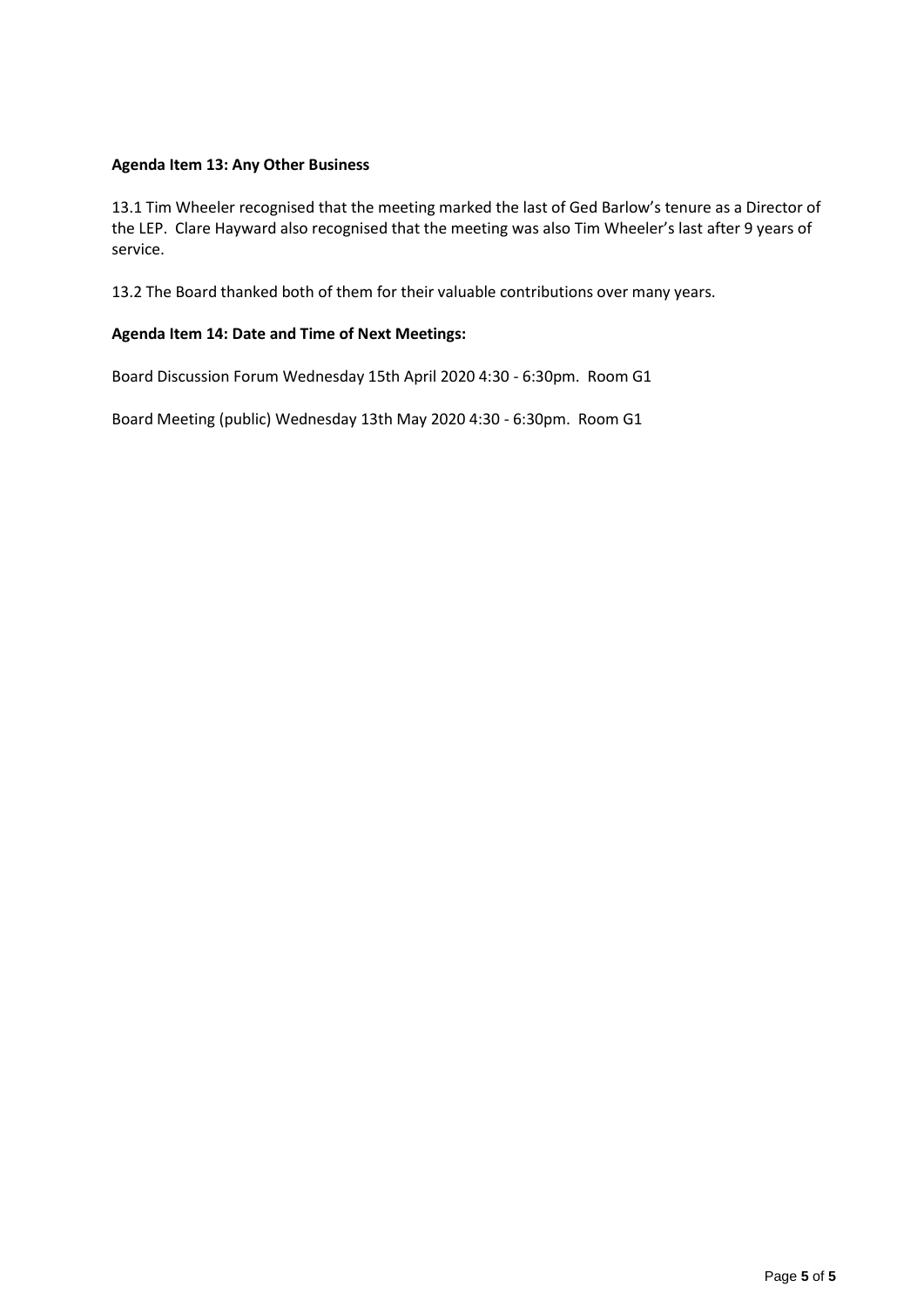**Agenda Item 13: Any Other Business**

13.1 Tim Wheeler recognised that the meeting marked the last of Ged Barlow's tenure as a Director of the LEP. Clare Hayward also recognised that the meeting was also Tim Wheeler's last after 9 years of service.

13.2 The Board thanked both of them for their valuable contributions over many years.

**Agenda Item 14: Date and Time of Next Meetings:**

Board Discussion Forum Wednesday 15th April 2020 4:30 - 6:30pm. Room G1

Board Meeting (public) Wednesday 13th May 2020 4:30 - 6:30pm. Room G1